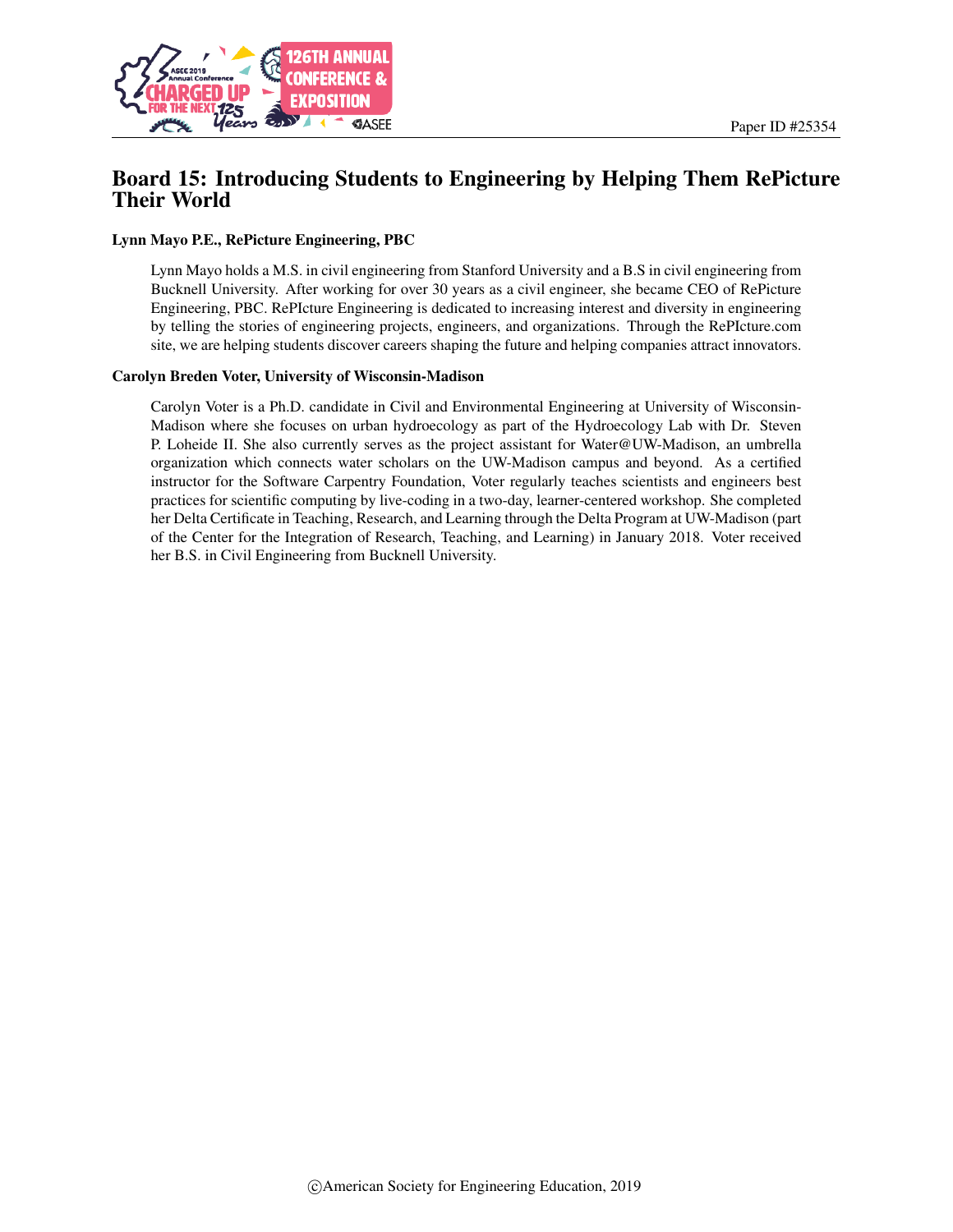# Board 15: Introducing Students to Engineering by Helping Them RePicture Their World

**Lynn Mayo P.E., RePicture Engineering, PBC**

Lynn Mayo holds a M.S. in civil engineering from Stanford University and a B.S in civil engineering from Bucknell University. After working for over 30 years as a civil engineer, she became CEO of RePicture Engineering, PBC. RePIcture Engineering is dedicated to increasing interest and diversity in engineering by telling the stories of engineering projects, engineers, and organizations. Through the RePIcture.com site, we are helping students discover careers shaping the future and helping companies attract innovators.

**Carolyn Breden Voter, University of Wisconsin-Madison**

Carolyn Voter is a Ph.D. candidate in Civil and Environmental Engineering at University of Wisconsin-Madison where she focuses on urban hydroecology as part of the Hydroecology Lab with Dr. Steven P. Loheide II. She also currently serves as the project assistant for Water@UW-Madison, an umbrella organization which connects water scholars on the UW-Madison campus and beyond. As a certified instructor for the Software Carpentry Foundation, Voter regularly teaches scientists and engineers best practices for scientific computing by live-coding in a two-day, learner-centered workshop. She completed her Delta Certificate in Teaching, Research, and Learning through the Delta Program at UW-Madison (part of the Center for the Integration of Research, Teaching, and Learning) in January 2018. Voter received her B.S. in Civil Engineering from Bucknell University.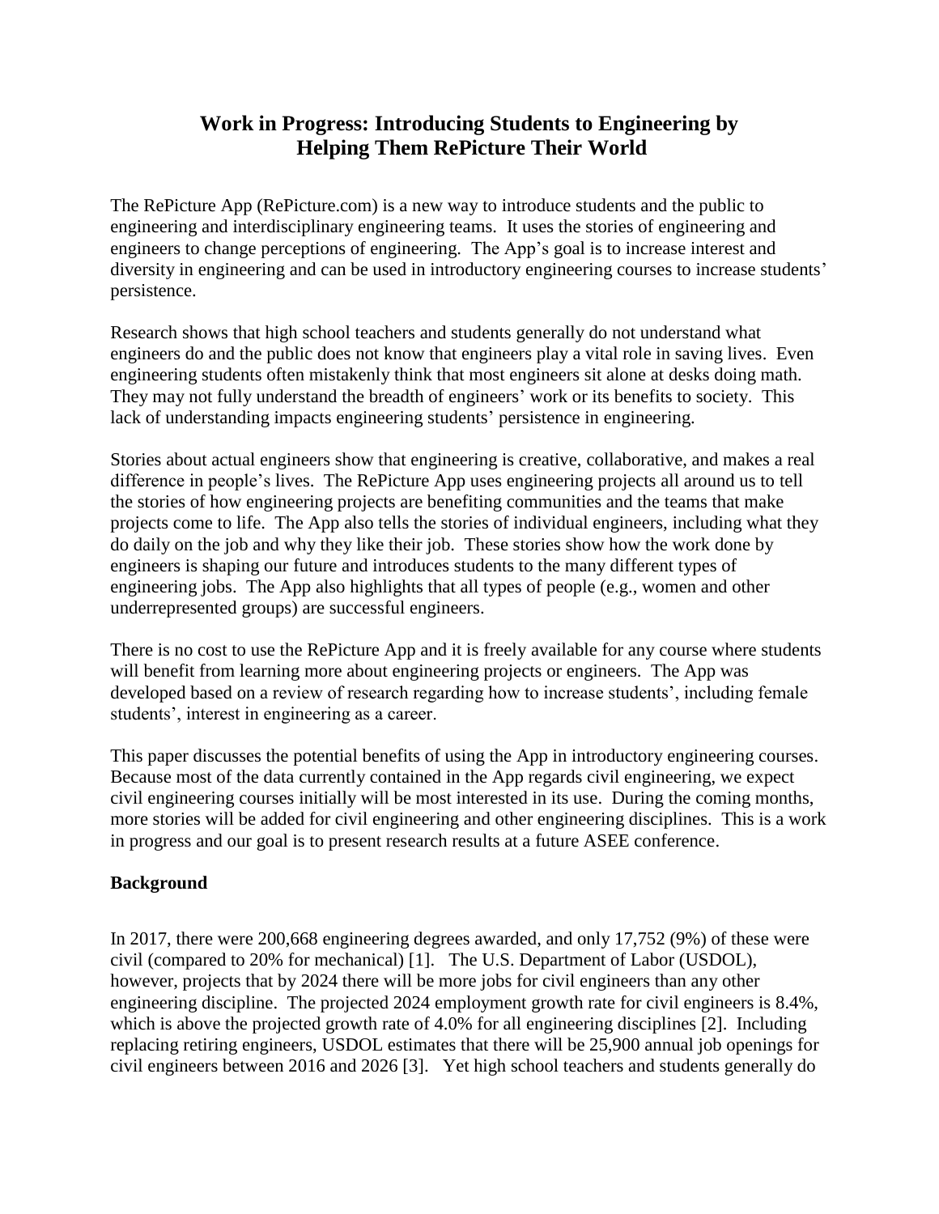# Work in Progress: Introducing Students to Engineering by Helping Them RePicture Their World

The RePicture App (RePicture.com) is a new way to introduce students and the public to engineering and interdisciplinary engineering teams. It uses the stories of engineering and engineers to change perceptions of engineering. The App's goal is to increase interest and diversity in engineering and can be used in introductory engineering courses to increase students' persistence.

Research shows that high school teachers and students generally do not understand what engineers do and the public does not know that engineers play a vital role in saving lives. Even engineering students often mistakenly think that most engineers sit alone at desks doing math. They may not fully understand the breadth of engineers' work or its benefits to society. This lack of understanding impacts engineering students' persistence in engineering.

Stories about actual engineers show that engineering is creative, collaborative, and makes a real difference in people's lives. The RePicture App uses engineering projects all around us to tell the stories of how engineering projects are benefiting communities and the teams that make projects come to life. The App also tells the stories of individual engineers, including what they do daily on the job and why they like their job. These stories show how the work done by engineers is shaping our future and introduces students to the many different types of engineering jobs. The App also highlights that all types of people (e.g., women and other underrepresented groups) are successful engineers.

There is no cost to use the RePicture App and it is freely available for any course where students will benefit from learning more about engineering projects or engineers. The App was developed based on a review of research regarding how to increase students', including female students', interest in engineering as a career.

This paper discusses the potential benefits of using the App in introductory engineering courses. Because most of the data currently contained in the App regards civil engineering, we expect civil engineering courses initially will be most interested in its use. During the coming months, more stories will be added for civil engineering and other engineering disciplines. This is a work in progress and our goal is to present research results at a future ASEE conference.

## Background

In 2017, there were 200,668 engineering degrees awarded, and only 17,752 (9%) of these were civil (compared to 20% for mechanical) [1]. The U.S. Department of Labor (USDOL), however, projects that by 2024 there will be more jobs for civil engineers than any other engineering discipline. The projected 2024 employment growth rate for civil engineers is 8.4%, which is above the projected growth rate of 4.0% for all engineering disciplines [2]. Including replacing retiring engineers, USDOL estimates that there will be 25,900 annual job openings for civil engineers between 2016 and 2026 [3]. Yet high school teachers and students generally do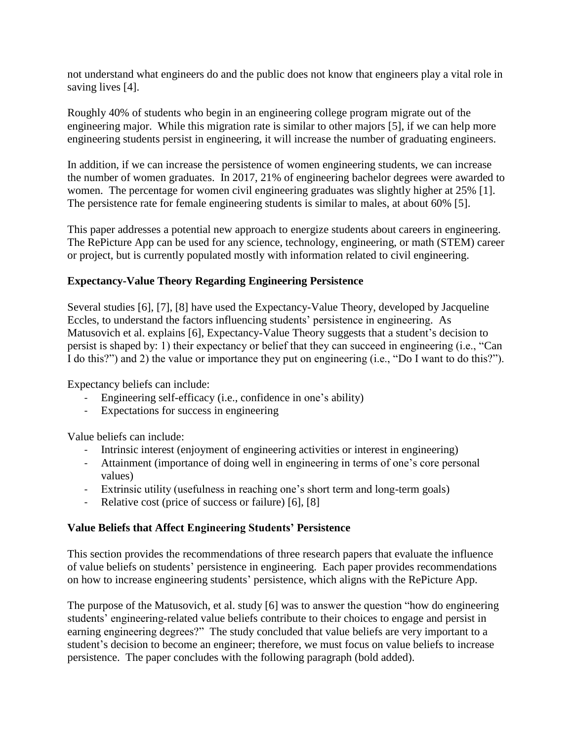not understand what engineers do and the public does not know that engineers play a vital role in saving lives [4].

Roughly 40% of students who begin in an engineering college program migrate out of the engineering major. While this migration rate is similar to other majors [5], if we can help more engineering students persist in engineering, it will increase the number of graduating engineers.

In addition, if we can increase the persistence of women engineering students, we can increase the number of women graduates. In 2017, 21% of engineering bachelor degrees were awarded to women. The percentage for women civil engineering graduates was slightly higher at 25% [1]. The persistence rate for female engineering students is similar to males, at about 60% [5].

This paper addresses a potential new approach to energize students about careers in engineering. The RePicture App can be used for any science, technology, engineering, or math (STEM) career or project, but is currently populated mostly with information related to civil engineering.

## Expectancy-Value Theory Regarding Engineering Persistence

Several studies [6], [7], [8] have used the Expectancy-Value Theory, developed by Jacqueline Eccles, to understand the factors influencing students' persistence in engineering. As Matusovich et al. explains [6], Expectancy-Value Theory suggests that a student's decision to persist is shaped by: 1) their expectancy or belief that they can succeed in engineering (i.e., "Can I do this?") and 2) the value or importance they put on engineering (i.e., "Do I want to do this?").

Expectancy beliefs can include:

- Engineering self-efficacy (i.e., confidence in one's ability)
- Expectations for success in engineering

Value beliefs can include:

- Intrinsic interest (enjoyment of engineering activities or interest in engineering)
- Attainment (importance of doing well in engineering in terms of one's core personal values)
- Extrinsic utility (usefulness in reaching one's short term and long-term goals)
- Relative cost (price of success or failure) [6], [8]

## Value Beliefs that Affect Engineering Students' Persistence

This section provides the recommendations of three research papers that evaluate the influence of value beliefs on students' persistence in engineering. Each paper provides recommendations on how to increase engineering students' persistence, which aligns with the RePicture App.

The purpose of the Matusovich, et al. study [6] was to answer the question "how do engineering students' engineering-related value beliefs contribute to their choices to engage and persist in earning engineering degrees?" The study concluded that value beliefs are very important to a student's decision to become an engineer; therefore, we must focus on value beliefs to increase persistence. The paper concludes with the following paragraph (bold added).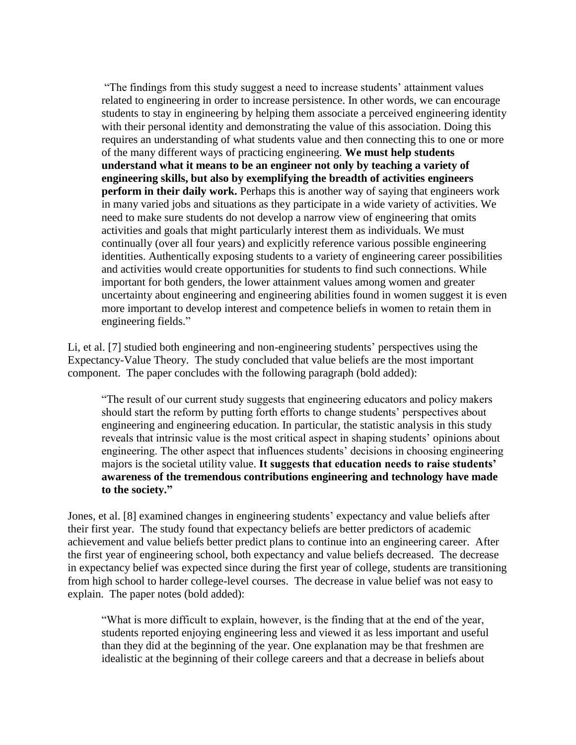> "The findings from this study suggest a need to increase students' attainment values related to engineering in order to increase persistence. In other words, we can encourage students to stay in engineering by helping them associate a perceived engineering identity with their personal identity and demonstrating the value of this association. Doing this requires an understanding of what students value and then connecting this to one or more of the many different ways of practicing engineering. **We must help students understand what it means to be an engineer not only by teaching a variety of engineering skills, but also by exemplifying the breadth of activities engineers perform in their daily work.** Perhaps this is another way of saying that engineers work in many varied jobs and situations as they participate in a wide variety of activities. We need to make sure students do not develop a narrow view of engineering that omits activities and goals that might particularly interest them as individuals. We must continually (over all four years) and explicitly reference various possible engineering identities. Authentically exposing students to a variety of engineering career possibilities and activities would create opportunities for students to find such connections. While important for both genders, the lower attainment values among women and greater uncertainty about engineering and engineering abilities found in women suggest it is even more important to develop interest and competence beliefs in women to retain them in engineering fields."

Li, et al. [7] studied both engineering and non-engineering students' perspectives using the Expectancy-Value Theory. The study concluded that value beliefs are the most important component. The paper concludes with the following paragraph (bold added):

> "The result of our current study suggests that engineering educators and policy makers should start the reform by putting forth efforts to change students' perspectives about engineering and engineering education. In particular, the statistic analysis in this study reveals that intrinsic value is the most critical aspect in shaping students' opinions about engineering. The other aspect that influences students' decisions in choosing engineering majors is the societal utility value. **It suggests that education needs to raise students' awareness of the tremendous contributions engineering and technology have made to the society."**

Jones, et al. [8] examined changes in engineering students' expectancy and value beliefs after their first year. The study found that expectancy beliefs are better predictors of academic achievement and value beliefs better predict plans to continue into an engineering career. After the first year of engineering school, both expectancy and value beliefs decreased. The decrease in expectancy belief was expected since during the first year of college, students are transitioning from high school to harder college-level courses. The decrease in value belief was not easy to explain. The paper notes (bold added):

> "What is more difficult to explain, however, is the finding that at the end of the year, students reported enjoying engineering less and viewed it as less important and useful than they did at the beginning of the year. One explanation may be that freshmen are idealistic at the beginning of their college careers and that a decrease in beliefs about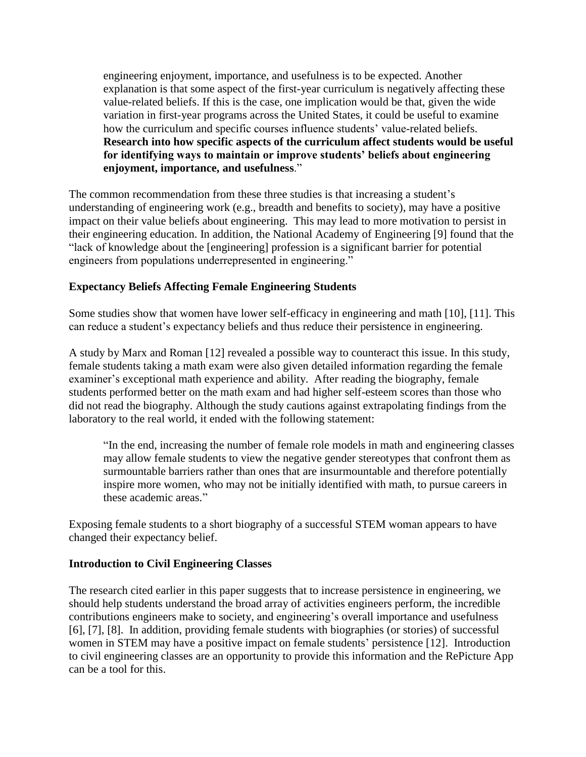> engineering enjoyment, importance, and usefulness is to be expected. Another explanation is that some aspect of the first-year curriculum is negatively affecting these value-related beliefs. If this is the case, one implication would be that, given the wide variation in first-year programs across the United States, it could be useful to examine how the curriculum and specific courses influence students' value-related beliefs. **Research into how specific aspects of the curriculum affect students would be useful for identifying ways to maintain or improve students' beliefs about engineering enjoyment, importance, and usefulness**."

The common recommendation from these three studies is that increasing a student's understanding of engineering work (e.g., breadth and benefits to society), may have a positive impact on their value beliefs about engineering. This may lead to more motivation to persist in their engineering education. In addition, the National Academy of Engineering [9] found that the "lack of knowledge about the [engineering] profession is a significant barrier for potential engineers from populations underrepresented in engineering."

### Expectancy Beliefs Affecting Female Engineering Students

Some studies show that women have lower self-efficacy in engineering and math [10], [11]. This can reduce a student's expectancy beliefs and thus reduce their persistence in engineering.

A study by Marx and Roman [12] revealed a possible way to counteract this issue. In this study, female students taking a math exam were also given detailed information regarding the female examiner's exceptional math experience and ability. After reading the biography, female students performed better on the math exam and had higher self-esteem scores than those who did not read the biography. Although the study cautions against extrapolating findings from the laboratory to the real world, it ended with the following statement:

> "In the end, increasing the number of female role models in math and engineering classes may allow female students to view the negative gender stereotypes that confront them as surmountable barriers rather than ones that are insurmountable and therefore potentially inspire more women, who may not be initially identified with math, to pursue careers in these academic areas."

Exposing female students to a short biography of a successful STEM woman appears to have changed their expectancy belief.

### Introduction to Civil Engineering Classes

The research cited earlier in this paper suggests that to increase persistence in engineering, we should help students understand the broad array of activities engineers perform, the incredible contributions engineers make to society, and engineering's overall importance and usefulness [6], [7], [8]. In addition, providing female students with biographies (or stories) of successful women in STEM may have a positive impact on female students' persistence [12]. Introduction to civil engineering classes are an opportunity to provide this information and the RePicture App can be a tool for this.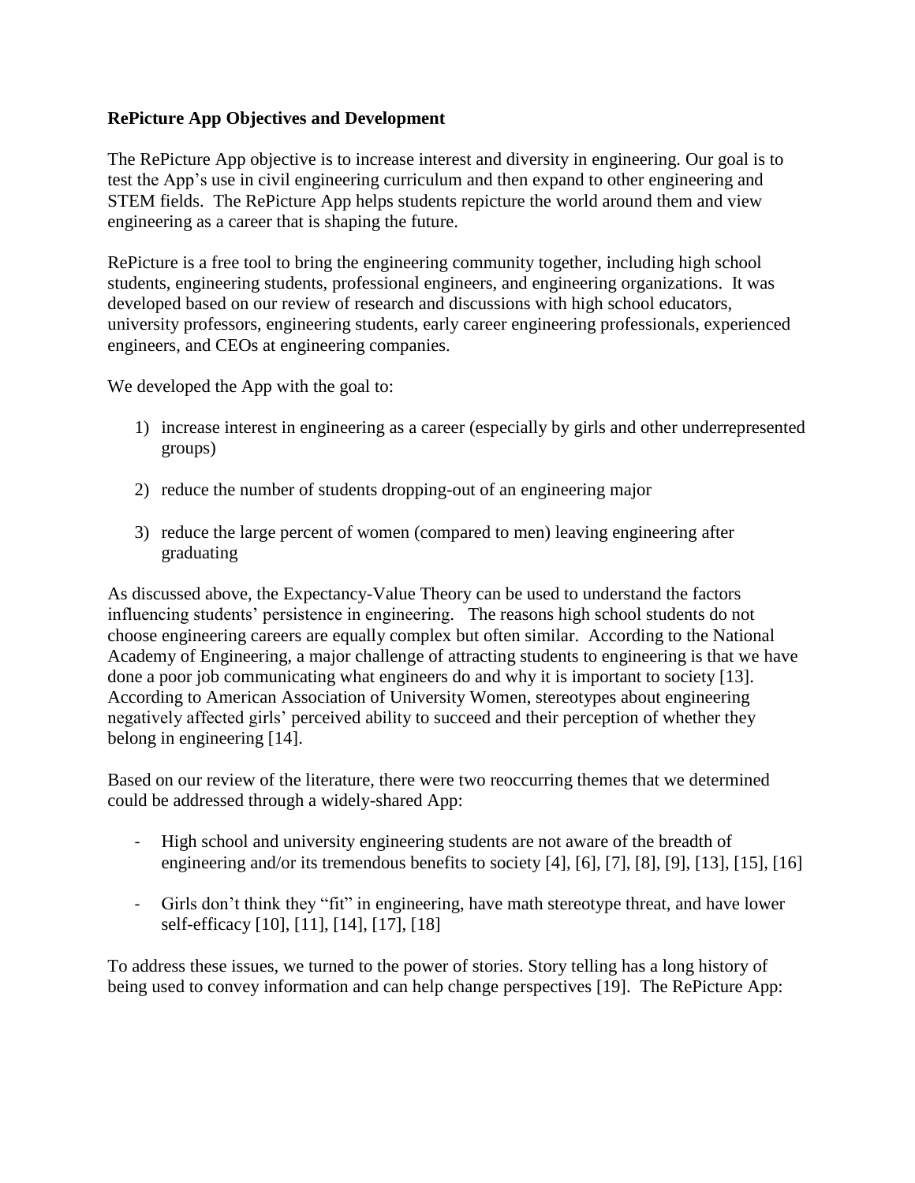**RePicture App Objectives and Development**

The RePicture App objective is to increase interest and diversity in engineering. Our goal is to test the App's use in civil engineering curriculum and then expand to other engineering and STEM fields. The RePicture App helps students repicture the world around them and view engineering as a career that is shaping the future.

RePicture is a free tool to bring the engineering community together, including high school students, engineering students, professional engineers, and engineering organizations. It was developed based on our review of research and discussions with high school educators, university professors, engineering students, early career engineering professionals, experienced engineers, and CEOs at engineering companies.

We developed the App with the goal to:

1) increase interest in engineering as a career (especially by girls and other underrepresented groups)

2) reduce the number of students dropping-out of an engineering major

3) reduce the large percent of women (compared to men) leaving engineering after graduating

As discussed above, the Expectancy-Value Theory can be used to understand the factors influencing students' persistence in engineering. The reasons high school students do not choose engineering careers are equally complex but often similar. According to the National Academy of Engineering, a major challenge of attracting students to engineering is that we have done a poor job communicating what engineers do and why it is important to society [13]. According to American Association of University Women, stereotypes about engineering negatively affected girls' perceived ability to succeed and their perception of whether they belong in engineering [14].

Based on our review of the literature, there were two reoccurring themes that we determined could be addressed through a widely-shared App:

- High school and university engineering students are not aware of the breadth of engineering and/or its tremendous benefits to society [4], [6], [7], [8], [9], [13], [15], [16]

- Girls don't think they "fit" in engineering, have math stereotype threat, and have lower self-efficacy [10], [11], [14], [17], [18]

To address these issues, we turned to the power of stories. Story telling has a long history of being used to convey information and can help change perspectives [19]. The RePicture App: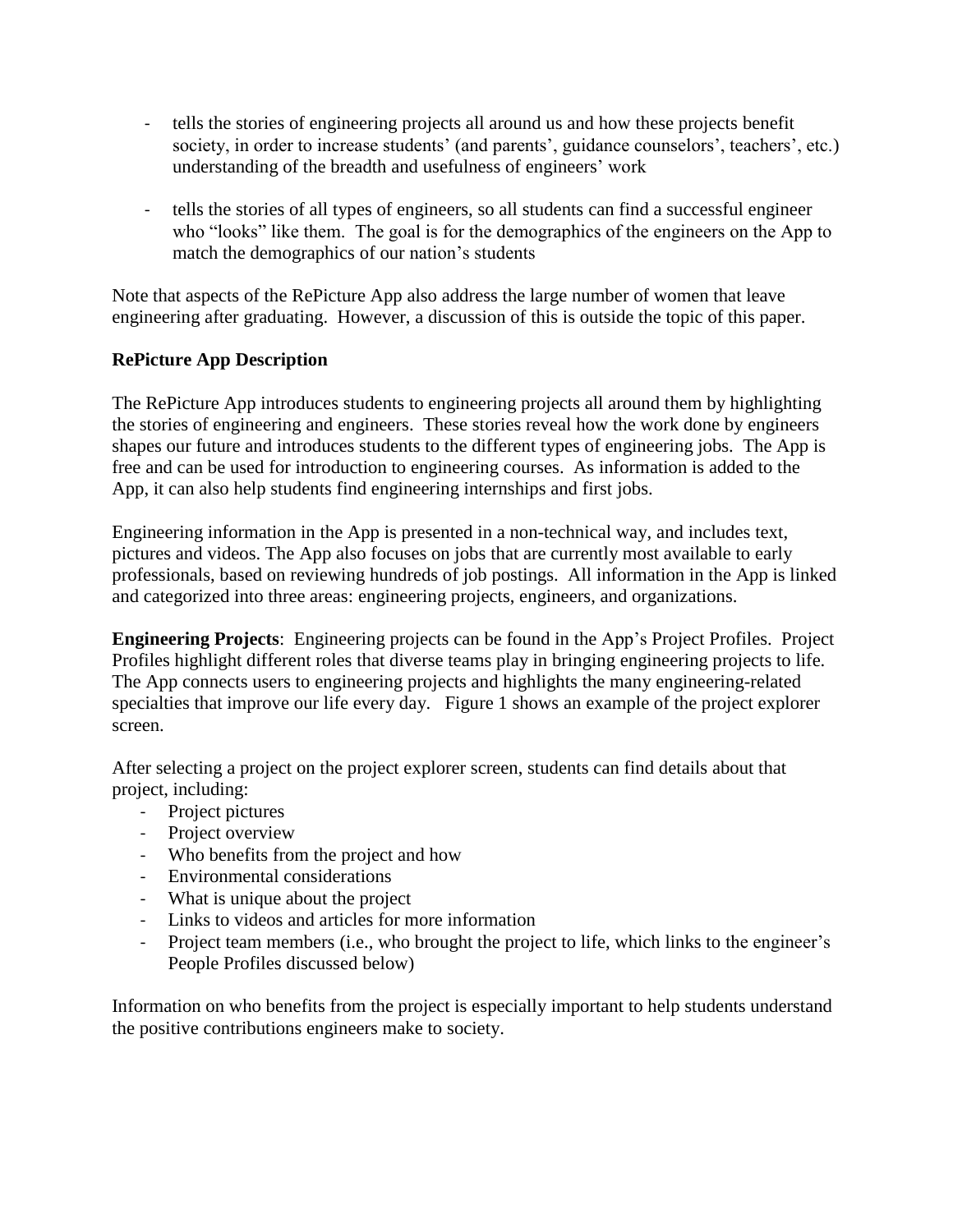- tells the stories of engineering projects all around us and how these projects benefit society, in order to increase students' (and parents', guidance counselors', teachers', etc.) understanding of the breadth and usefulness of engineers' work

- tells the stories of all types of engineers, so all students can find a successful engineer who "looks" like them. The goal is for the demographics of the engineers on the App to match the demographics of our nation's students

Note that aspects of the RePicture App also address the large number of women that leave engineering after graduating. However, a discussion of this is outside the topic of this paper.

**RePicture App Description**

The RePicture App introduces students to engineering projects all around them by highlighting the stories of engineering and engineers. These stories reveal how the work done by engineers shapes our future and introduces students to the different types of engineering jobs. The App is free and can be used for introduction to engineering courses. As information is added to the App, it can also help students find engineering internships and first jobs.

Engineering information in the App is presented in a non-technical way, and includes text, pictures and videos. The App also focuses on jobs that are currently most available to early professionals, based on reviewing hundreds of job postings. All information in the App is linked and categorized into three areas: engineering projects, engineers, and organizations.

**Engineering Projects**: Engineering projects can be found in the App's Project Profiles. Project Profiles highlight different roles that diverse teams play in bringing engineering projects to life. The App connects users to engineering projects and highlights the many engineering-related specialties that improve our life every day. Figure 1 shows an example of the project explorer screen.

After selecting a project on the project explorer screen, students can find details about that project, including:

- Project pictures
- Project overview
- Who benefits from the project and how
- Environmental considerations
- What is unique about the project
- Links to videos and articles for more information
- Project team members (i.e., who brought the project to life, which links to the engineer's People Profiles discussed below)

Information on who benefits from the project is especially important to help students understand the positive contributions engineers make to society.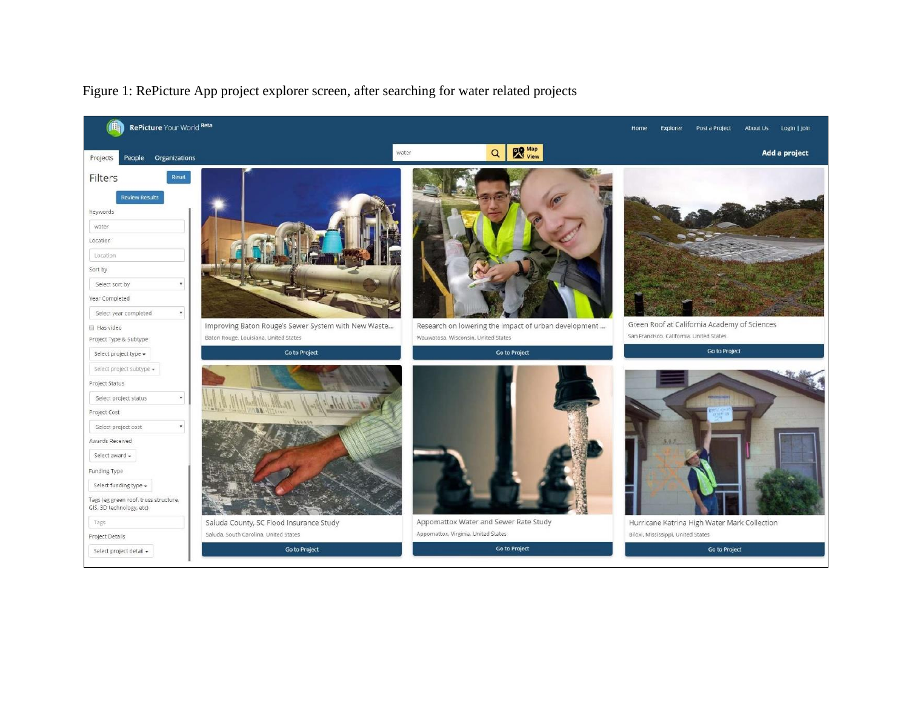Figure 1: RePicture App project explorer screen, after searching for water related projects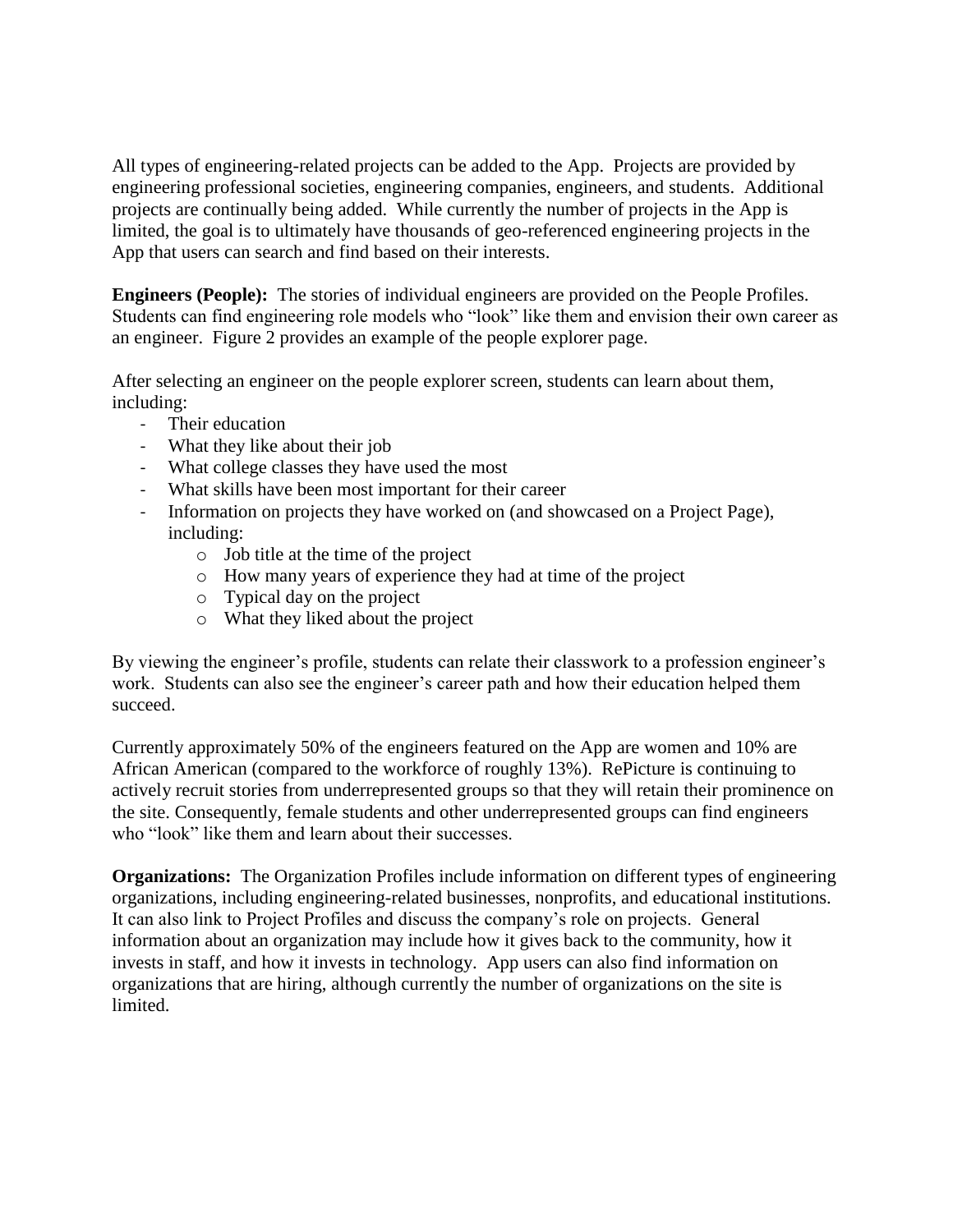All types of engineering-related projects can be added to the App. Projects are provided by engineering professional societies, engineering companies, engineers, and students. Additional projects are continually being added. While currently the number of projects in the App is limited, the goal is to ultimately have thousands of geo-referenced engineering projects in the App that users can search and find based on their interests.

**Engineers (People):** The stories of individual engineers are provided on the People Profiles. Students can find engineering role models who "look" like them and envision their own career as an engineer. Figure 2 provides an example of the people explorer page.

After selecting an engineer on the people explorer screen, students can learn about them, including:

- Their education
- What they like about their job
- What college classes they have used the most
- What skills have been most important for their career
- Information on projects they have worked on (and showcased on a Project Page), including:
    - Job title at the time of the project
    - How many years of experience they had at time of the project
    - Typical day on the project
    - What they liked about the project

By viewing the engineer's profile, students can relate their classwork to a profession engineer's work. Students can also see the engineer's career path and how their education helped them succeed.

Currently approximately 50% of the engineers featured on the App are women and 10% are African American (compared to the workforce of roughly 13%). RePicture is continuing to actively recruit stories from underrepresented groups so that they will retain their prominence on the site. Consequently, female students and other underrepresented groups can find engineers who "look" like them and learn about their successes.

**Organizations:** The Organization Profiles include information on different types of engineering organizations, including engineering-related businesses, nonprofits, and educational institutions. It can also link to Project Profiles and discuss the company's role on projects. General information about an organization may include how it gives back to the community, how it invests in staff, and how it invests in technology. App users can also find information on organizations that are hiring, although currently the number of organizations on the site is limited.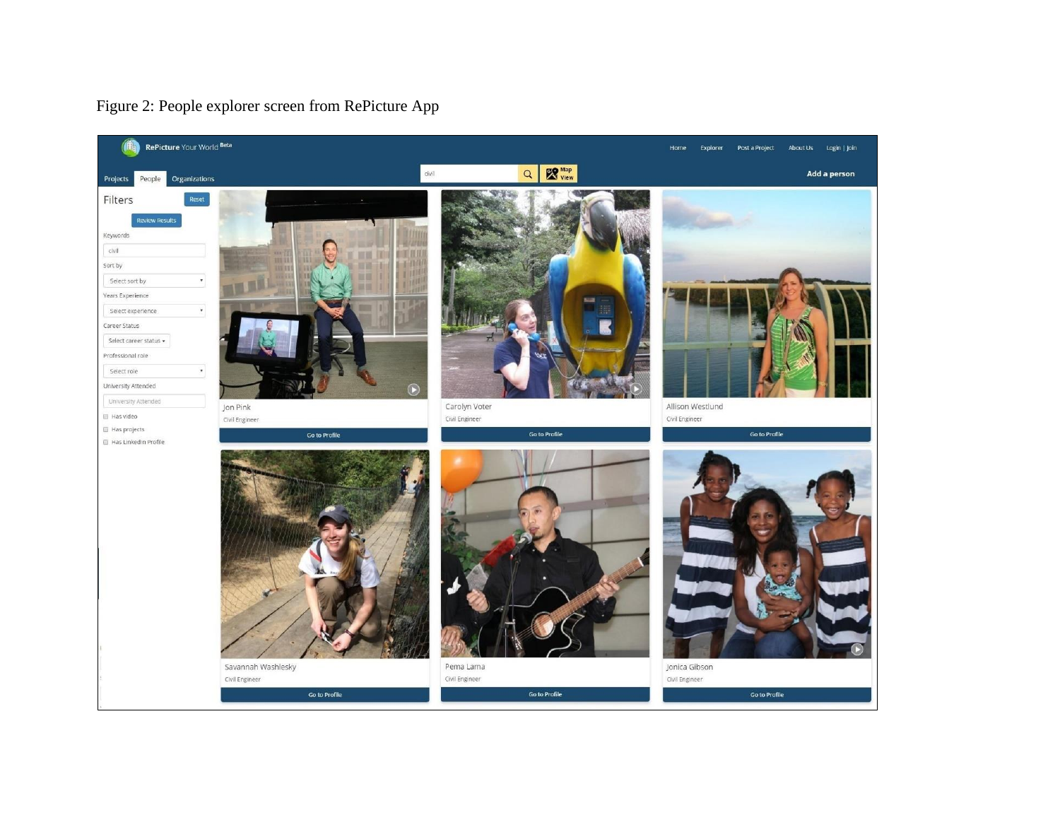Figure 2: People explorer screen from RePicture App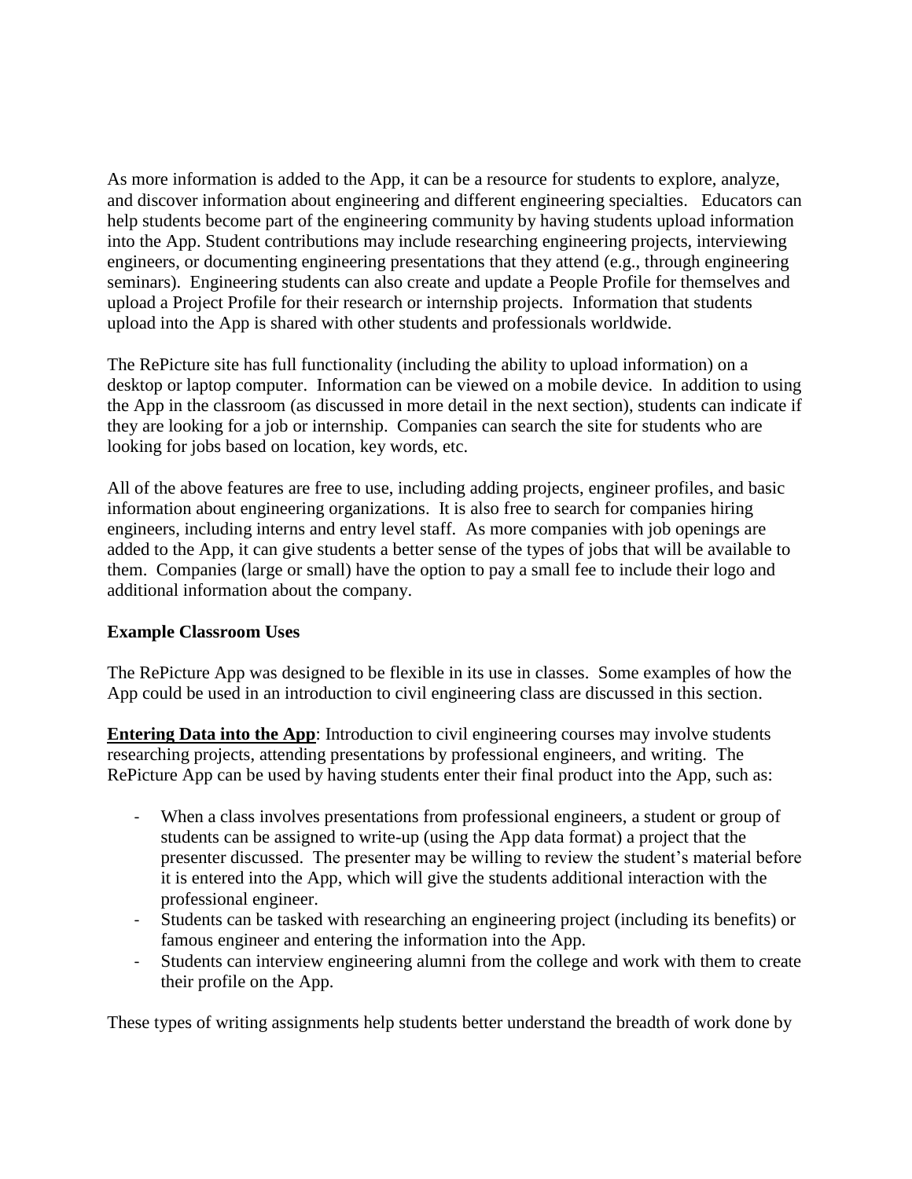As more information is added to the App, it can be a resource for students to explore, analyze, and discover information about engineering and different engineering specialties. Educators can help students become part of the engineering community by having students upload information into the App. Student contributions may include researching engineering projects, interviewing engineers, or documenting engineering presentations that they attend (e.g., through engineering seminars). Engineering students can also create and update a People Profile for themselves and upload a Project Profile for their research or internship projects. Information that students upload into the App is shared with other students and professionals worldwide.

The RePicture site has full functionality (including the ability to upload information) on a desktop or laptop computer. Information can be viewed on a mobile device. In addition to using the App in the classroom (as discussed in more detail in the next section), students can indicate if they are looking for a job or internship. Companies can search the site for students who are looking for jobs based on location, key words, etc.

All of the above features are free to use, including adding projects, engineer profiles, and basic information about engineering organizations. It is also free to search for companies hiring engineers, including interns and entry level staff. As more companies with job openings are added to the App, it can give students a better sense of the types of jobs that will be available to them. Companies (large or small) have the option to pay a small fee to include their logo and additional information about the company.

**Example Classroom Uses**

The RePicture App was designed to be flexible in its use in classes. Some examples of how the App could be used in an introduction to civil engineering class are discussed in this section.

**Entering Data into the App**: Introduction to civil engineering courses may involve students researching projects, attending presentations by professional engineers, and writing. The RePicture App can be used by having students enter their final product into the App, such as:

- When a class involves presentations from professional engineers, a student or group of students can be assigned to write-up (using the App data format) a project that the presenter discussed. The presenter may be willing to review the student's material before it is entered into the App, which will give the students additional interaction with the professional engineer.
- Students can be tasked with researching an engineering project (including its benefits) or famous engineer and entering the information into the App.
- Students can interview engineering alumni from the college and work with them to create their profile on the App.

These types of writing assignments help students better understand the breadth of work done by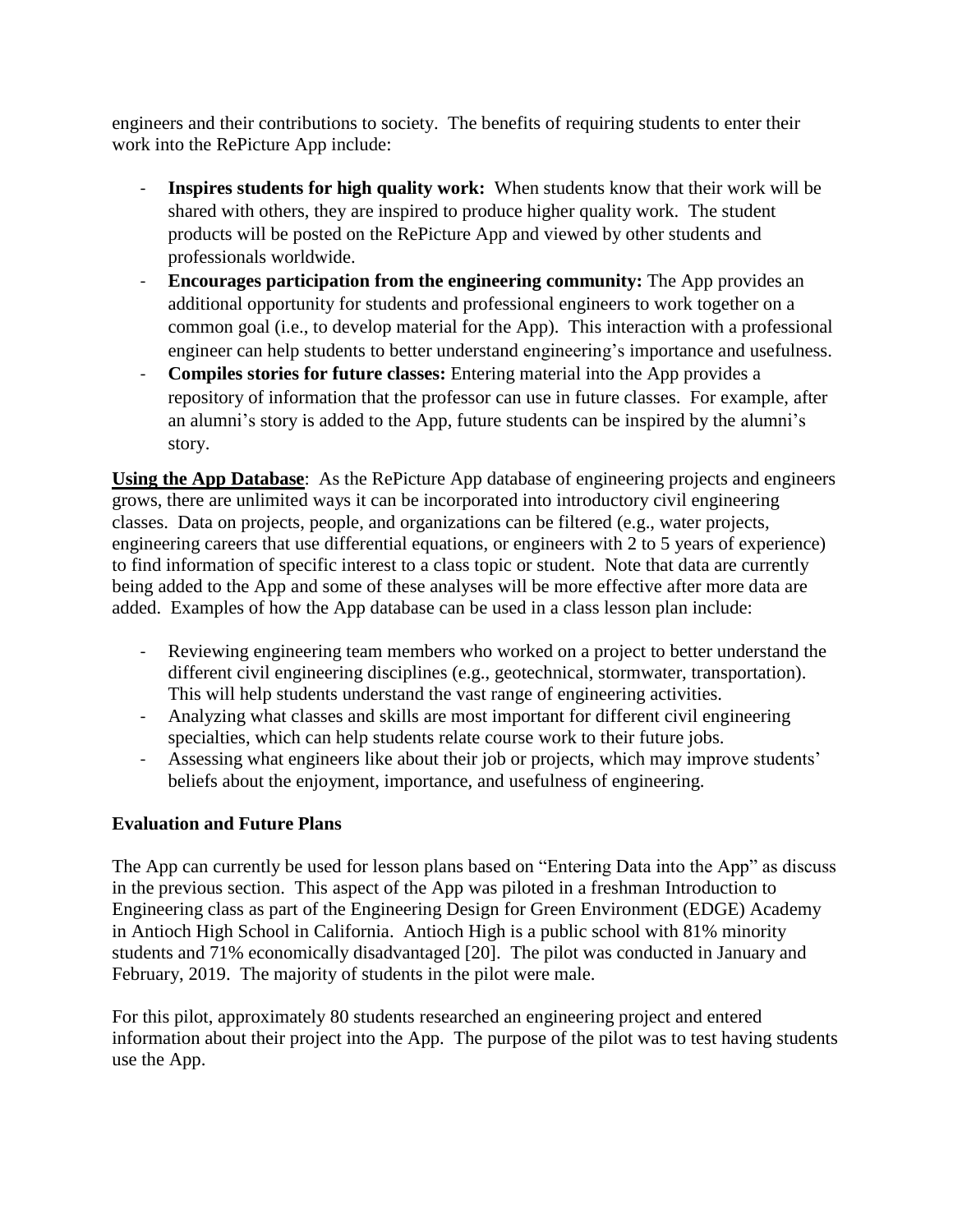engineers and their contributions to society. The benefits of requiring students to enter their work into the RePicture App include:

- **Inspires students for high quality work:** When students know that their work will be shared with others, they are inspired to produce higher quality work. The student products will be posted on the RePicture App and viewed by other students and professionals worldwide.
- **Encourages participation from the engineering community:** The App provides an additional opportunity for students and professional engineers to work together on a common goal (i.e., to develop material for the App). This interaction with a professional engineer can help students to better understand engineering's importance and usefulness.
- **Compiles stories for future classes:** Entering material into the App provides a repository of information that the professor can use in future classes. For example, after an alumni's story is added to the App, future students can be inspired by the alumni's story.

**Using the App Database**: As the RePicture App database of engineering projects and engineers grows, there are unlimited ways it can be incorporated into introductory civil engineering classes. Data on projects, people, and organizations can be filtered (e.g., water projects, engineering careers that use differential equations, or engineers with 2 to 5 years of experience) to find information of specific interest to a class topic or student. Note that data are currently being added to the App and some of these analyses will be more effective after more data are added. Examples of how the App database can be used in a class lesson plan include:

- Reviewing engineering team members who worked on a project to better understand the different civil engineering disciplines (e.g., geotechnical, stormwater, transportation). This will help students understand the vast range of engineering activities.
- Analyzing what classes and skills are most important for different civil engineering specialties, which can help students relate course work to their future jobs.
- Assessing what engineers like about their job or projects, which may improve students' beliefs about the enjoyment, importance, and usefulness of engineering.

### Evaluation and Future Plans

The App can currently be used for lesson plans based on "Entering Data into the App" as discuss in the previous section. This aspect of the App was piloted in a freshman Introduction to Engineering class as part of the Engineering Design for Green Environment (EDGE) Academy in Antioch High School in California. Antioch High is a public school with 81% minority students and 71% economically disadvantaged [20]. The pilot was conducted in January and February, 2019. The majority of students in the pilot were male.

For this pilot, approximately 80 students researched an engineering project and entered information about their project into the App. The purpose of the pilot was to test having students use the App.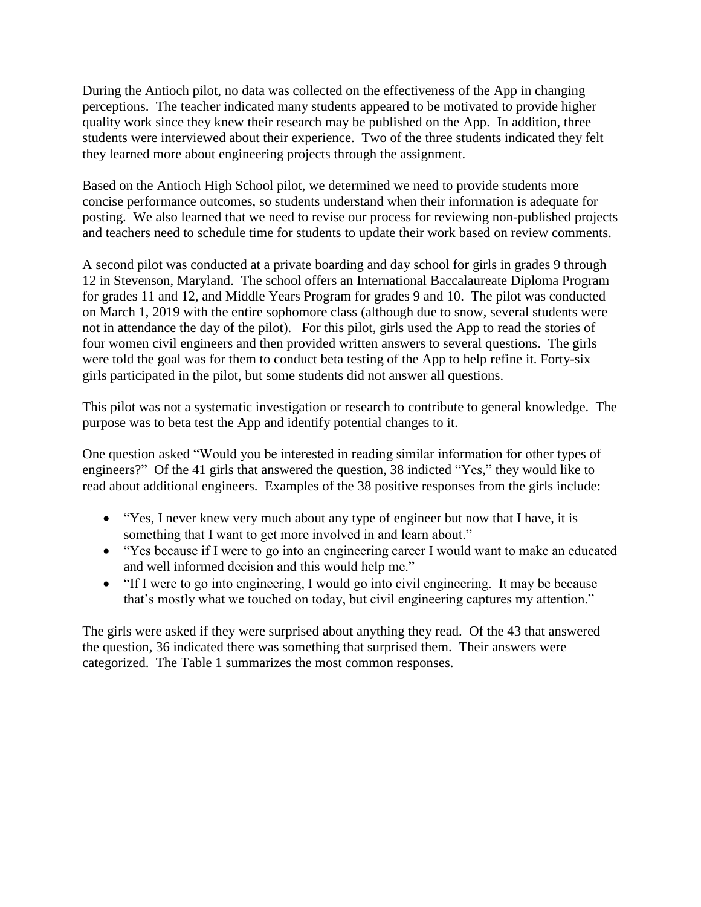During the Antioch pilot, no data was collected on the effectiveness of the App in changing perceptions. The teacher indicated many students appeared to be motivated to provide higher quality work since they knew their research may be published on the App. In addition, three students were interviewed about their experience. Two of the three students indicated they felt they learned more about engineering projects through the assignment.

Based on the Antioch High School pilot, we determined we need to provide students more concise performance outcomes, so students understand when their information is adequate for posting. We also learned that we need to revise our process for reviewing non-published projects and teachers need to schedule time for students to update their work based on review comments.

A second pilot was conducted at a private boarding and day school for girls in grades 9 through 12 in Stevenson, Maryland. The school offers an International Baccalaureate Diploma Program for grades 11 and 12, and Middle Years Program for grades 9 and 10. The pilot was conducted on March 1, 2019 with the entire sophomore class (although due to snow, several students were not in attendance the day of the pilot). For this pilot, girls used the App to read the stories of four women civil engineers and then provided written answers to several questions. The girls were told the goal was for them to conduct beta testing of the App to help refine it. Forty-six girls participated in the pilot, but some students did not answer all questions.

This pilot was not a systematic investigation or research to contribute to general knowledge. The purpose was to beta test the App and identify potential changes to it.

One question asked "Would you be interested in reading similar information for other types of engineers?" Of the 41 girls that answered the question, 38 indicted "Yes," they would like to read about additional engineers. Examples of the 38 positive responses from the girls include:

- "Yes, I never knew very much about any type of engineer but now that I have, it is something that I want to get more involved in and learn about."
- "Yes because if I were to go into an engineering career I would want to make an educated and well informed decision and this would help me."
- "If I were to go into engineering, I would go into civil engineering. It may be because that's mostly what we touched on today, but civil engineering captures my attention."

The girls were asked if they were surprised about anything they read. Of the 43 that answered the question, 36 indicated there was something that surprised them. Their answers were categorized. The Table 1 summarizes the most common responses.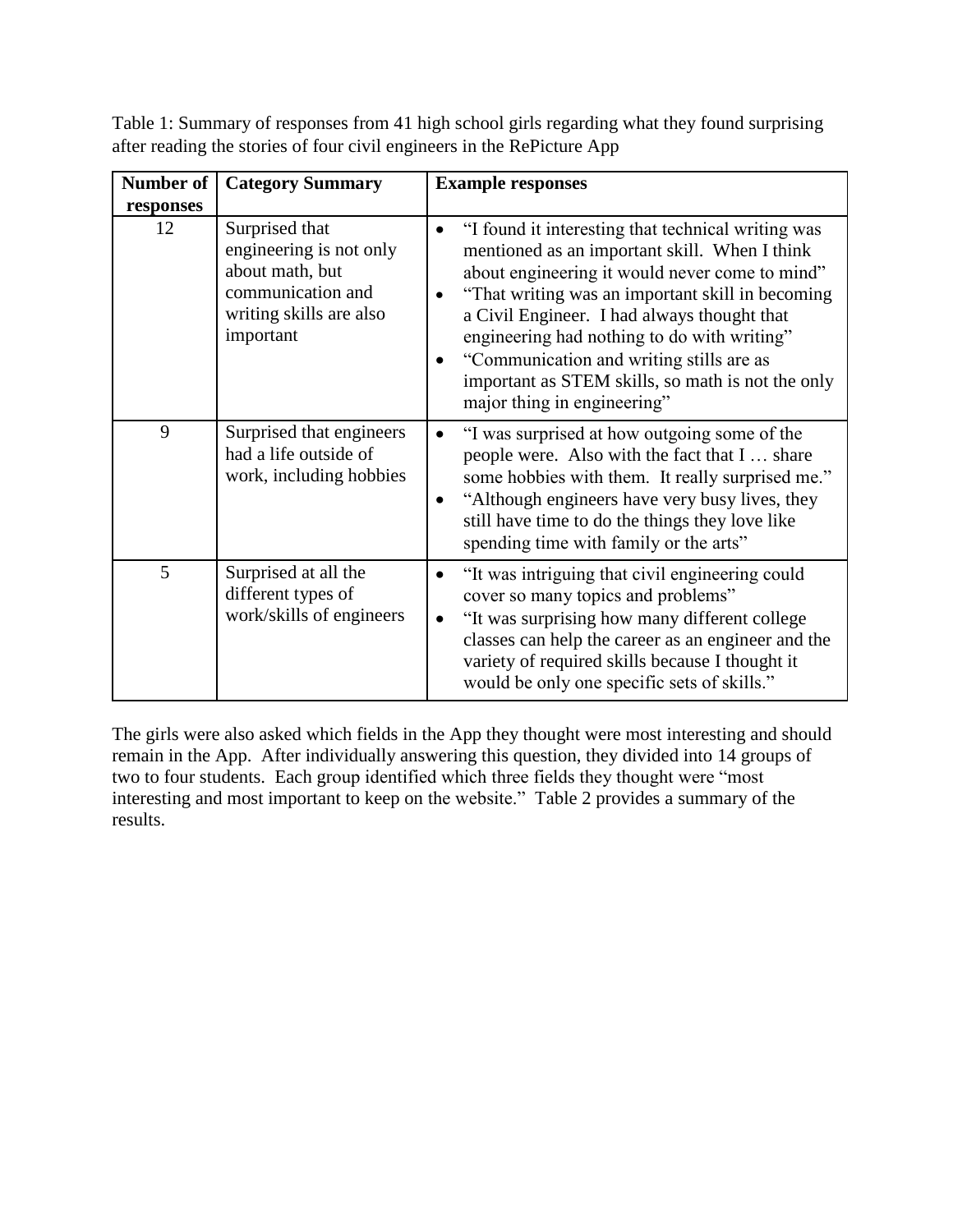Table 1: Summary of responses from 41 high school girls regarding what they found surprising after reading the stories of four civil engineers in the RePicture App

| Number of responses | Category Summary | Example responses |
|---|---|---|
| 12 | Surprised that engineering is not only about math, but communication and writing skills are also important | • "I found it interesting that technical writing was mentioned as an important skill. When I think about engineering it would never come to mind"<br>• "That writing was an important skill in becoming a Civil Engineer. I had always thought that engineering had nothing to do with writing"<br>• "Communication and writing stills are as important as STEM skills, so math is not the only major thing in engineering" |
| 9 | Surprised that engineers had a life outside of work, including hobbies | • "I was surprised at how outgoing some of the people were. Also with the fact that I … share some hobbies with them. It really surprised me."<br>• "Although engineers have very busy lives, they still have time to do the things they love like spending time with family or the arts" |
| 5 | Surprised at all the different types of work/skills of engineers | • "It was intriguing that civil engineering could cover so many topics and problems"<br>• "It was surprising how many different college classes can help the career as an engineer and the variety of required skills because I thought it would be only one specific sets of skills." |

The girls were also asked which fields in the App they thought were most interesting and should remain in the App. After individually answering this question, they divided into 14 groups of two to four students. Each group identified which three fields they thought were "most interesting and most important to keep on the website." Table 2 provides a summary of the results.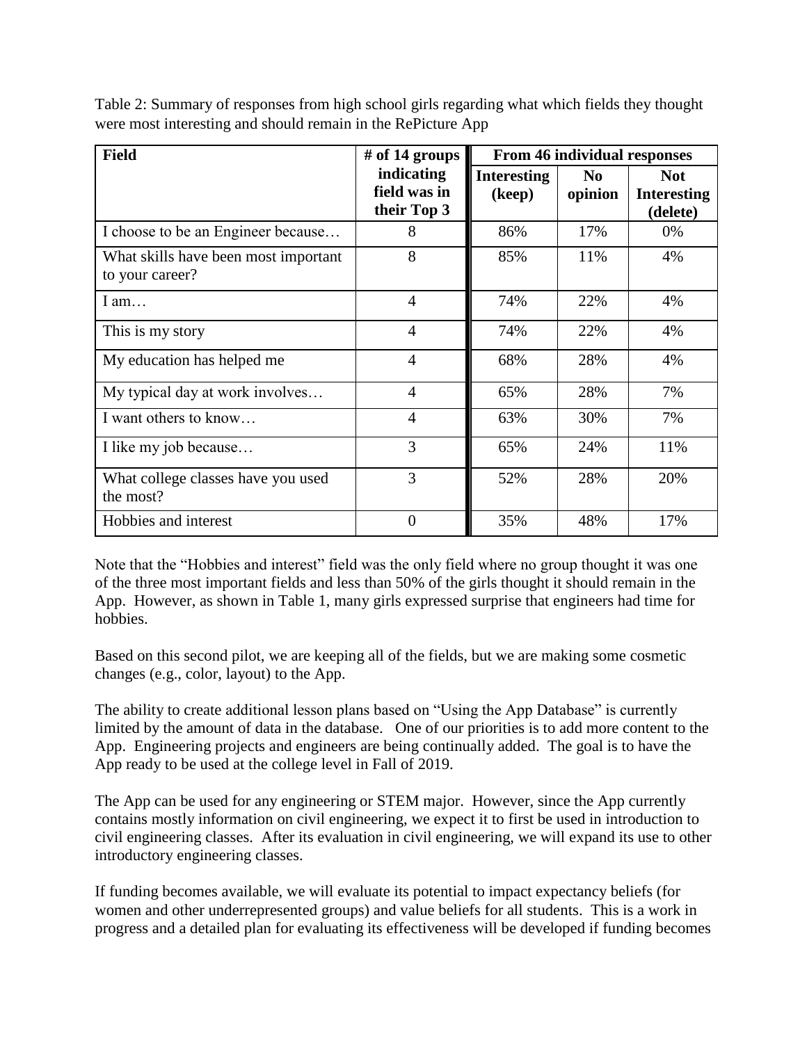Table 2: Summary of responses from high school girls regarding what which fields they thought were most interesting and should remain in the RePicture App

| Field | # of 14 groups indicating field was in their Top 3 | From 46 individual responses | | |
|---|---|---|---|---|
| | | Interesting (keep) | No opinion | Not Interesting (delete) |
| I choose to be an Engineer because… | 8 | 86% | 17% | 0% |
| What skills have been most important to your career? | 8 | 85% | 11% | 4% |
| I am… | 4 | 74% | 22% | 4% |
| This is my story | 4 | 74% | 22% | 4% |
| My education has helped me | 4 | 68% | 28% | 4% |
| My typical day at work involves… | 4 | 65% | 28% | 7% |
| I want others to know… | 4 | 63% | 30% | 7% |
| I like my job because… | 3 | 65% | 24% | 11% |
| What college classes have you used the most? | 3 | 52% | 28% | 20% |
| Hobbies and interest | 0 | 35% | 48% | 17% |

Note that the "Hobbies and interest" field was the only field where no group thought it was one of the three most important fields and less than 50% of the girls thought it should remain in the App. However, as shown in Table 1, many girls expressed surprise that engineers had time for hobbies.

Based on this second pilot, we are keeping all of the fields, but we are making some cosmetic changes (e.g., color, layout) to the App.

The ability to create additional lesson plans based on "Using the App Database" is currently limited by the amount of data in the database. One of our priorities is to add more content to the App. Engineering projects and engineers are being continually added. The goal is to have the App ready to be used at the college level in Fall of 2019.

The App can be used for any engineering or STEM major. However, since the App currently contains mostly information on civil engineering, we expect it to first be used in introduction to civil engineering classes. After its evaluation in civil engineering, we will expand its use to other introductory engineering classes.

If funding becomes available, we will evaluate its potential to impact expectancy beliefs (for women and other underrepresented groups) and value beliefs for all students. This is a work in progress and a detailed plan for evaluating its effectiveness will be developed if funding becomes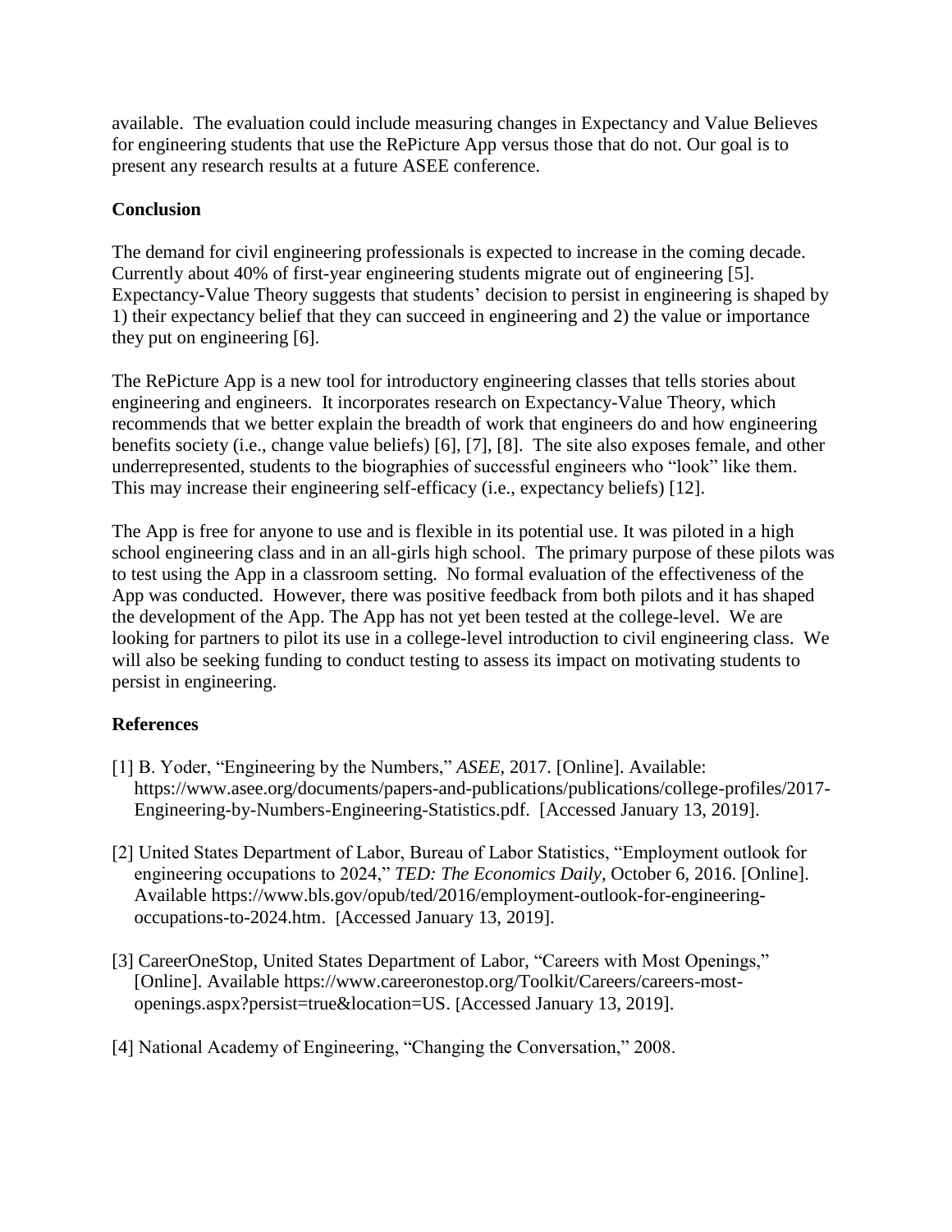available. The evaluation could include measuring changes in Expectancy and Value Believes for engineering students that use the RePicture App versus those that do not. Our goal is to present any research results at a future ASEE conference.

## Conclusion

The demand for civil engineering professionals is expected to increase in the coming decade. Currently about 40% of first-year engineering students migrate out of engineering [5]. Expectancy-Value Theory suggests that students' decision to persist in engineering is shaped by 1) their expectancy belief that they can succeed in engineering and 2) the value or importance they put on engineering [6].

The RePicture App is a new tool for introductory engineering classes that tells stories about engineering and engineers. It incorporates research on Expectancy-Value Theory, which recommends that we better explain the breadth of work that engineers do and how engineering benefits society (i.e., change value beliefs) [6], [7], [8]. The site also exposes female, and other underrepresented, students to the biographies of successful engineers who "look" like them. This may increase their engineering self-efficacy (i.e., expectancy beliefs) [12].

The App is free for anyone to use and is flexible in its potential use. It was piloted in a high school engineering class and in an all-girls high school. The primary purpose of these pilots was to test using the App in a classroom setting. No formal evaluation of the effectiveness of the App was conducted. However, there was positive feedback from both pilots and it has shaped the development of the App. The App has not yet been tested at the college-level. We are looking for partners to pilot its use in a college-level introduction to civil engineering class. We will also be seeking funding to conduct testing to assess its impact on motivating students to persist in engineering.

## References

[1] B. Yoder, "Engineering by the Numbers," *ASEE*, 2017. [Online]. Available: https://www.asee.org/documents/papers-and-publications/publications/college-profiles/2017-Engineering-by-Numbers-Engineering-Statistics.pdf. [Accessed January 13, 2019].

[2] United States Department of Labor, Bureau of Labor Statistics, "Employment outlook for engineering occupations to 2024," *TED: The Economics Daily*, October 6, 2016. [Online]. Available https://www.bls.gov/opub/ted/2016/employment-outlook-for-engineering-occupations-to-2024.htm. [Accessed January 13, 2019].

[3] CareerOneStop, United States Department of Labor, "Careers with Most Openings," [Online]. Available https://www.careeronestop.org/Toolkit/Careers/careers-most-openings.aspx?persist=true&location=US. [Accessed January 13, 2019].

[4] National Academy of Engineering, "Changing the Conversation," 2008.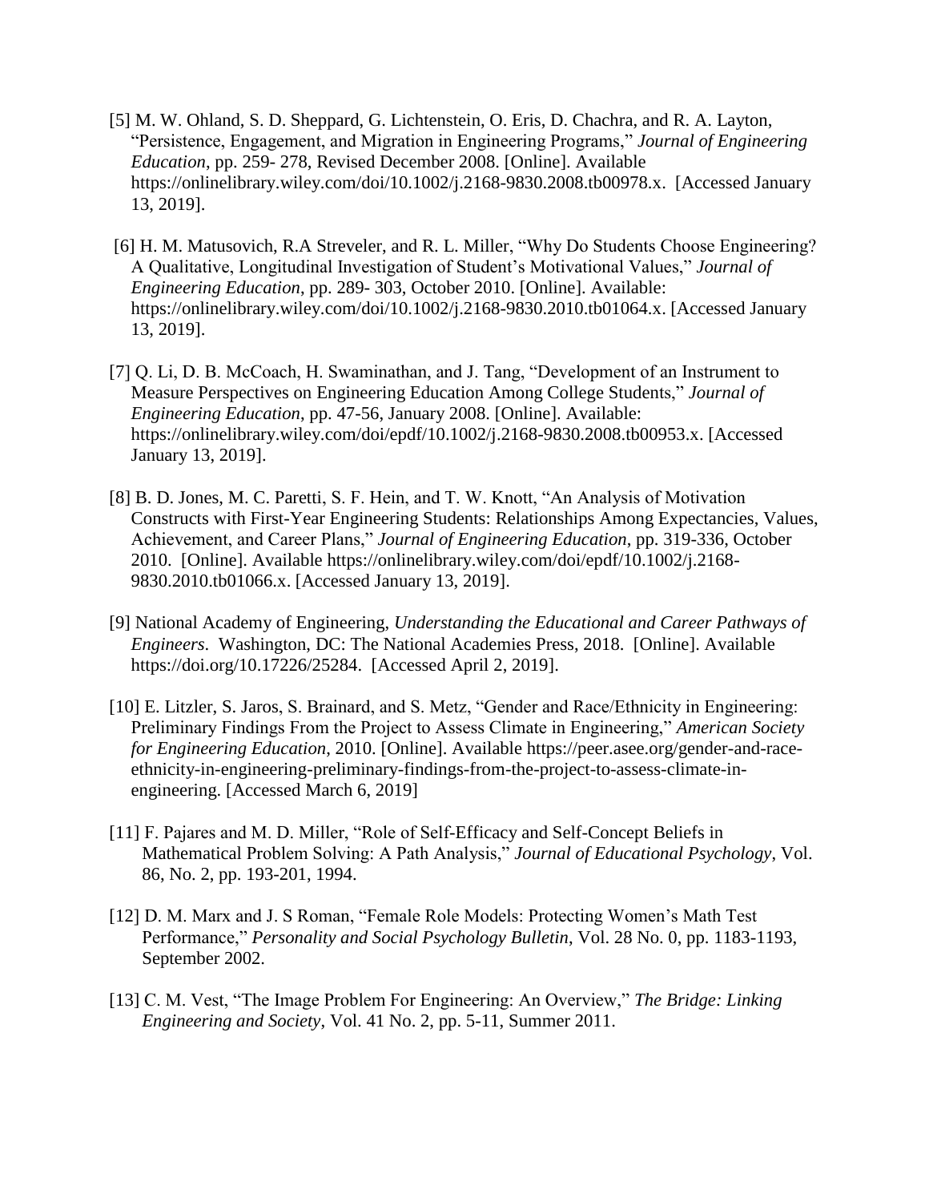[5] M. W. Ohland, S. D. Sheppard, G. Lichtenstein, O. Eris, D. Chachra, and R. A. Layton, "Persistence, Engagement, and Migration in Engineering Programs," *Journal of Engineering Education*, pp. 259- 278, Revised December 2008. [Online]. Available https://onlinelibrary.wiley.com/doi/10.1002/j.2168-9830.2008.tb00978.x. [Accessed January 13, 2019].

[6] H. M. Matusovich, R.A Streveler, and R. L. Miller, "Why Do Students Choose Engineering? A Qualitative, Longitudinal Investigation of Student's Motivational Values," *Journal of Engineering Education*, pp. 289- 303, October 2010. [Online]. Available: https://onlinelibrary.wiley.com/doi/10.1002/j.2168-9830.2010.tb01064.x. [Accessed January 13, 2019].

[7] Q. Li, D. B. McCoach, H. Swaminathan, and J. Tang, "Development of an Instrument to Measure Perspectives on Engineering Education Among College Students," *Journal of Engineering Education*, pp. 47-56, January 2008. [Online]. Available: https://onlinelibrary.wiley.com/doi/epdf/10.1002/j.2168-9830.2008.tb00953.x. [Accessed January 13, 2019].

[8] B. D. Jones, M. C. Paretti, S. F. Hein, and T. W. Knott, "An Analysis of Motivation Constructs with First-Year Engineering Students: Relationships Among Expectancies, Values, Achievement, and Career Plans," *Journal of Engineering Education*, pp. 319-336, October 2010. [Online]. Available https://onlinelibrary.wiley.com/doi/epdf/10.1002/j.2168-9830.2010.tb01066.x. [Accessed January 13, 2019].

[9] National Academy of Engineering, *Understanding the Educational and Career Pathways of Engineers*. Washington, DC: The National Academies Press, 2018. [Online]. Available https://doi.org/10.17226/25284. [Accessed April 2, 2019].

[10] E. Litzler, S. Jaros, S. Brainard, and S. Metz, "Gender and Race/Ethnicity in Engineering: Preliminary Findings From the Project to Assess Climate in Engineering," *American Society for Engineering Education*, 2010. [Online]. Available https://peer.asee.org/gender-and-race-ethnicity-in-engineering-preliminary-findings-from-the-project-to-assess-climate-in-engineering. [Accessed March 6, 2019]

[11] F. Pajares and M. D. Miller, "Role of Self-Efficacy and Self-Concept Beliefs in Mathematical Problem Solving: A Path Analysis," *Journal of Educational Psychology*, Vol. 86, No. 2, pp. 193-201, 1994.

[12] D. M. Marx and J. S Roman, "Female Role Models: Protecting Women's Math Test Performance," *Personality and Social Psychology Bulletin*, Vol. 28 No. 0, pp. 1183-1193, September 2002.

[13] C. M. Vest, "The Image Problem For Engineering: An Overview," *The Bridge: Linking Engineering and Society*, Vol. 41 No. 2, pp. 5-11, Summer 2011.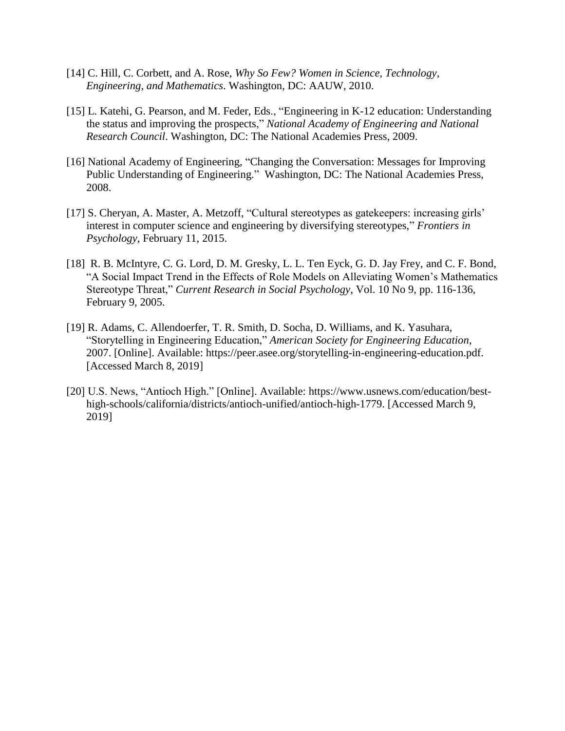[14] C. Hill, C. Corbett, and A. Rose, *Why So Few? Women in Science, Technology, Engineering, and Mathematics*. Washington, DC: AAUW, 2010.

[15] L. Katehi, G. Pearson, and M. Feder, Eds., "Engineering in K-12 education: Understanding the status and improving the prospects," *National Academy of Engineering and National Research Council*. Washington, DC: The National Academies Press, 2009.

[16] National Academy of Engineering, "Changing the Conversation: Messages for Improving Public Understanding of Engineering." Washington, DC: The National Academies Press, 2008.

[17] S. Cheryan, A. Master, A. Metzoff, "Cultural stereotypes as gatekeepers: increasing girls' interest in computer science and engineering by diversifying stereotypes," *Frontiers in Psychology*, February 11, 2015.

[18] R. B. McIntyre, C. G. Lord, D. M. Gresky, L. L. Ten Eyck, G. D. Jay Frey, and C. F. Bond, "A Social Impact Trend in the Effects of Role Models on Alleviating Women's Mathematics Stereotype Threat," *Current Research in Social Psychology*, Vol. 10 No 9, pp. 116-136, February 9, 2005.

[19] R. Adams, C. Allendoerfer, T. R. Smith, D. Socha, D. Williams, and K. Yasuhara, "Storytelling in Engineering Education," *American Society for Engineering Education*, 2007. [Online]. Available: https://peer.asee.org/storytelling-in-engineering-education.pdf. [Accessed March 8, 2019]

[20] U.S. News, "Antioch High." [Online]. Available: https://www.usnews.com/education/best-high-schools/california/districts/antioch-unified/antioch-high-1779. [Accessed March 9, 2019]